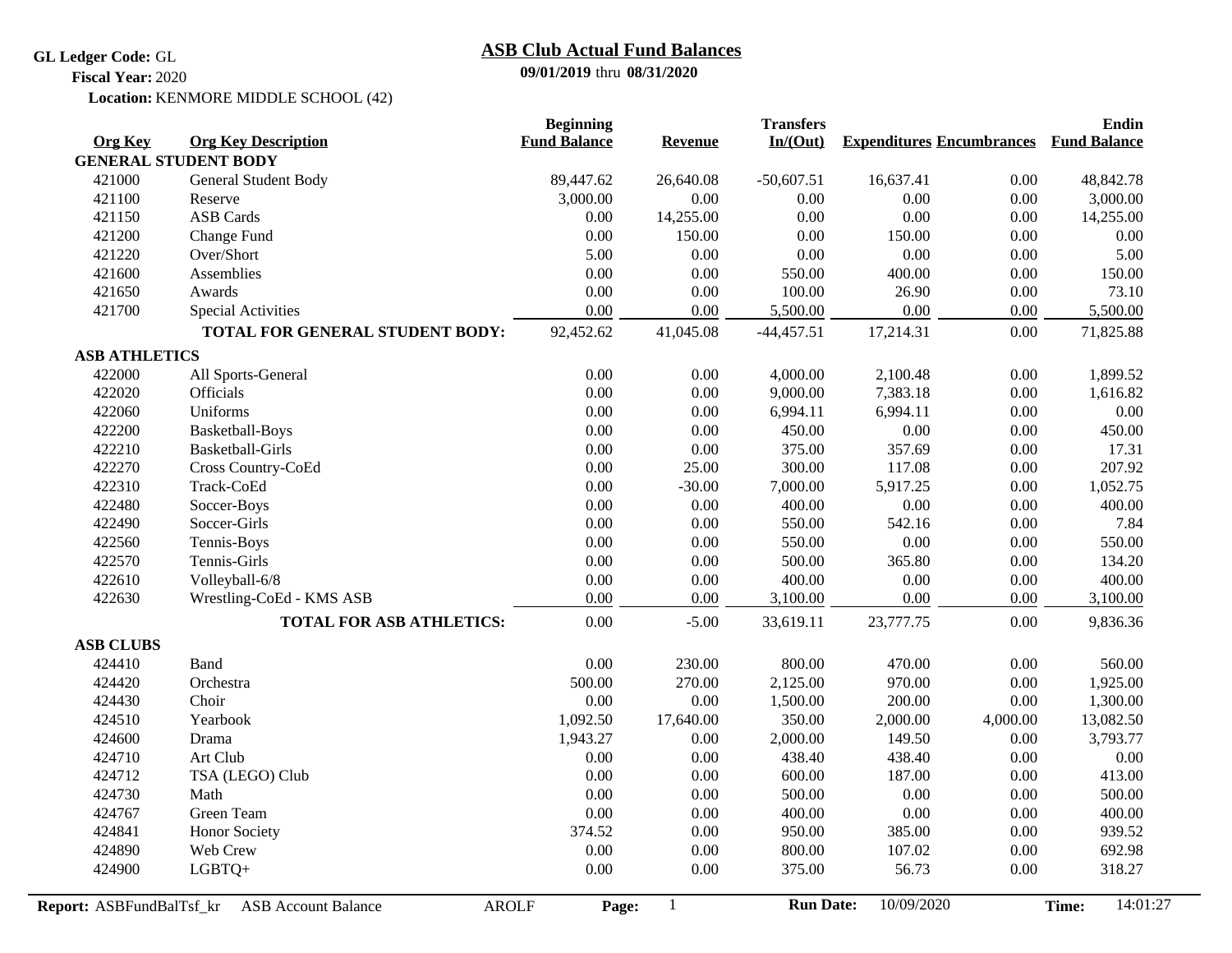**GL Ledger Code:** GL

**Fiscal Year:** 2020

**Location:** KENMORE MIDDLE SCHOOL (42)

# ASB Club Actual Fund Balances

**09/01/2019** thru **08/31/2020**

| Org Key | Org Key Description | Beginning Fund Balance | Revenue | Transfers In/(Out) | Expenditures | Encumbrances | Endin Fund Balance |
|---|---|---|---|---|---|---|---|
| **GENERAL STUDENT BODY** | | | | | | | |
| 421000 | General Student Body | 89,447.62 | 26,640.08 | -50,607.51 | 16,637.41 | 0.00 | 48,842.78 |
| 421100 | Reserve | 3,000.00 | 0.00 | 0.00 | 0.00 | 0.00 | 3,000.00 |
| 421150 | ASB Cards | 0.00 | 14,255.00 | 0.00 | 0.00 | 0.00 | 14,255.00 |
| 421200 | Change Fund | 0.00 | 150.00 | 0.00 | 150.00 | 0.00 | 0.00 |
| 421220 | Over/Short | 5.00 | 0.00 | 0.00 | 0.00 | 0.00 | 5.00 |
| 421600 | Assemblies | 0.00 | 0.00 | 550.00 | 400.00 | 0.00 | 150.00 |
| 421650 | Awards | 0.00 | 0.00 | 100.00 | 26.90 | 0.00 | 73.10 |
| 421700 | Special Activities | 0.00 | 0.00 | 5,500.00 | 0.00 | 0.00 | 5,500.00 |
| | **TOTAL FOR GENERAL STUDENT BODY:** | 92,452.62 | 41,045.08 | -44,457.51 | 17,214.31 | 0.00 | 71,825.88 |
| **ASB ATHLETICS** | | | | | | | |
| 422000 | All Sports-General | 0.00 | 0.00 | 4,000.00 | 2,100.48 | 0.00 | 1,899.52 |
| 422020 | Officials | 0.00 | 0.00 | 9,000.00 | 7,383.18 | 0.00 | 1,616.82 |
| 422060 | Uniforms | 0.00 | 0.00 | 6,994.11 | 6,994.11 | 0.00 | 0.00 |
| 422200 | Basketball-Boys | 0.00 | 0.00 | 450.00 | 0.00 | 0.00 | 450.00 |
| 422210 | Basketball-Girls | 0.00 | 0.00 | 375.00 | 357.69 | 0.00 | 17.31 |
| 422270 | Cross Country-CoEd | 0.00 | 25.00 | 300.00 | 117.08 | 0.00 | 207.92 |
| 422310 | Track-CoEd | 0.00 | -30.00 | 7,000.00 | 5,917.25 | 0.00 | 1,052.75 |
| 422480 | Soccer-Boys | 0.00 | 0.00 | 400.00 | 0.00 | 0.00 | 400.00 |
| 422490 | Soccer-Girls | 0.00 | 0.00 | 550.00 | 542.16 | 0.00 | 7.84 |
| 422560 | Tennis-Boys | 0.00 | 0.00 | 550.00 | 0.00 | 0.00 | 550.00 |
| 422570 | Tennis-Girls | 0.00 | 0.00 | 500.00 | 365.80 | 0.00 | 134.20 |
| 422610 | Volleyball-6/8 | 0.00 | 0.00 | 400.00 | 0.00 | 0.00 | 400.00 |
| 422630 | Wrestling-CoEd - KMS ASB | 0.00 | 0.00 | 3,100.00 | 0.00 | 0.00 | 3,100.00 |
| | **TOTAL FOR ASB ATHLETICS:** | 0.00 | -5.00 | 33,619.11 | 23,777.75 | 0.00 | 9,836.36 |
| **ASB CLUBS** | | | | | | | |
| 424410 | Band | 0.00 | 230.00 | 800.00 | 470.00 | 0.00 | 560.00 |
| 424420 | Orchestra | 500.00 | 270.00 | 2,125.00 | 970.00 | 0.00 | 1,925.00 |
| 424430 | Choir | 0.00 | 0.00 | 1,500.00 | 200.00 | 0.00 | 1,300.00 |
| 424510 | Yearbook | 1,092.50 | 17,640.00 | 350.00 | 2,000.00 | 4,000.00 | 13,082.50 |
| 424600 | Drama | 1,943.27 | 0.00 | 2,000.00 | 149.50 | 0.00 | 3,793.77 |
| 424710 | Art Club | 0.00 | 0.00 | 438.40 | 438.40 | 0.00 | 0.00 |
| 424712 | TSA (LEGO) Club | 0.00 | 0.00 | 600.00 | 187.00 | 0.00 | 413.00 |
| 424730 | Math | 0.00 | 0.00 | 500.00 | 0.00 | 0.00 | 500.00 |
| 424767 | Green Team | 0.00 | 0.00 | 400.00 | 0.00 | 0.00 | 400.00 |
| 424841 | Honor Society | 374.52 | 0.00 | 950.00 | 385.00 | 0.00 | 939.52 |
| 424890 | Web Crew | 0.00 | 0.00 | 800.00 | 107.02 | 0.00 | 692.98 |
| 424900 | LGBTQ+ | 0.00 | 0.00 | 375.00 | 56.73 | 0.00 | 318.27 |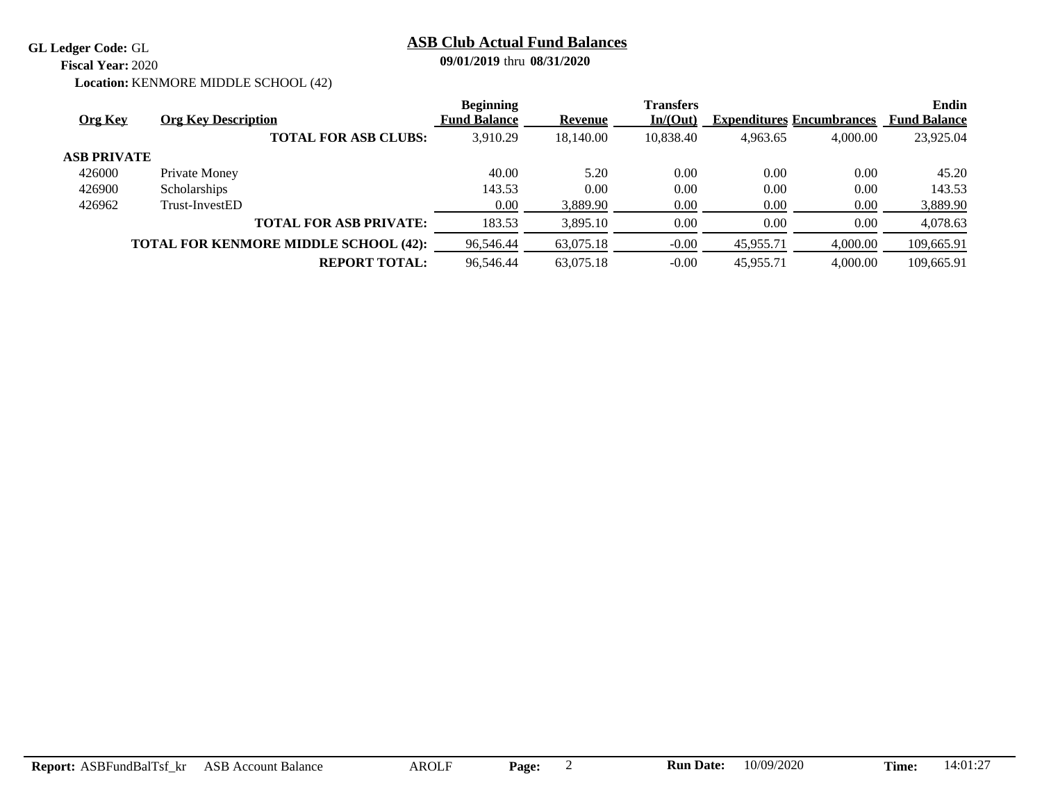**GL Ledger Code:** GL
**Fiscal Year:** 2020
**Location:** KENMORE MIDDLE SCHOOL (42)

## ASB Club Actual Fund Balances

**09/01/2019** thru **08/31/2020**

| Org Key | Org Key Description | Beginning Fund Balance | Revenue | Transfers In/(Out) | Expenditures | Encumbrances | Endin Fund Balance |
|---|---|---|---|---|---|---|---|
| | **TOTAL FOR ASB CLUBS:** | 3,910.29 | 18,140.00 | 10,838.40 | 4,963.65 | 4,000.00 | 23,925.04 |
| **ASB PRIVATE** | | | | | | | |
| 426000 | Private Money | 40.00 | 5.20 | 0.00 | 0.00 | 0.00 | 45.20 |
| 426900 | Scholarships | 143.53 | 0.00 | 0.00 | 0.00 | 0.00 | 143.53 |
| 426962 | Trust-InvestED | 0.00 | 3,889.90 | 0.00 | 0.00 | 0.00 | 3,889.90 |
| | **TOTAL FOR ASB PRIVATE:** | 183.53 | 3,895.10 | 0.00 | 0.00 | 0.00 | 4,078.63 |
| | **TOTAL FOR KENMORE MIDDLE SCHOOL (42):** | 96,546.44 | 63,075.18 | -0.00 | 45,955.71 | 4,000.00 | 109,665.91 |
| | **REPORT TOTAL:** | 96,546.44 | 63,075.18 | -0.00 | 45,955.71 | 4,000.00 | 109,665.91 |

**Report:** ASBFundBalTsf_kr ASB Account Balance AROLF **Run Date:** 10/09/2020 **Time:** 14:01:27